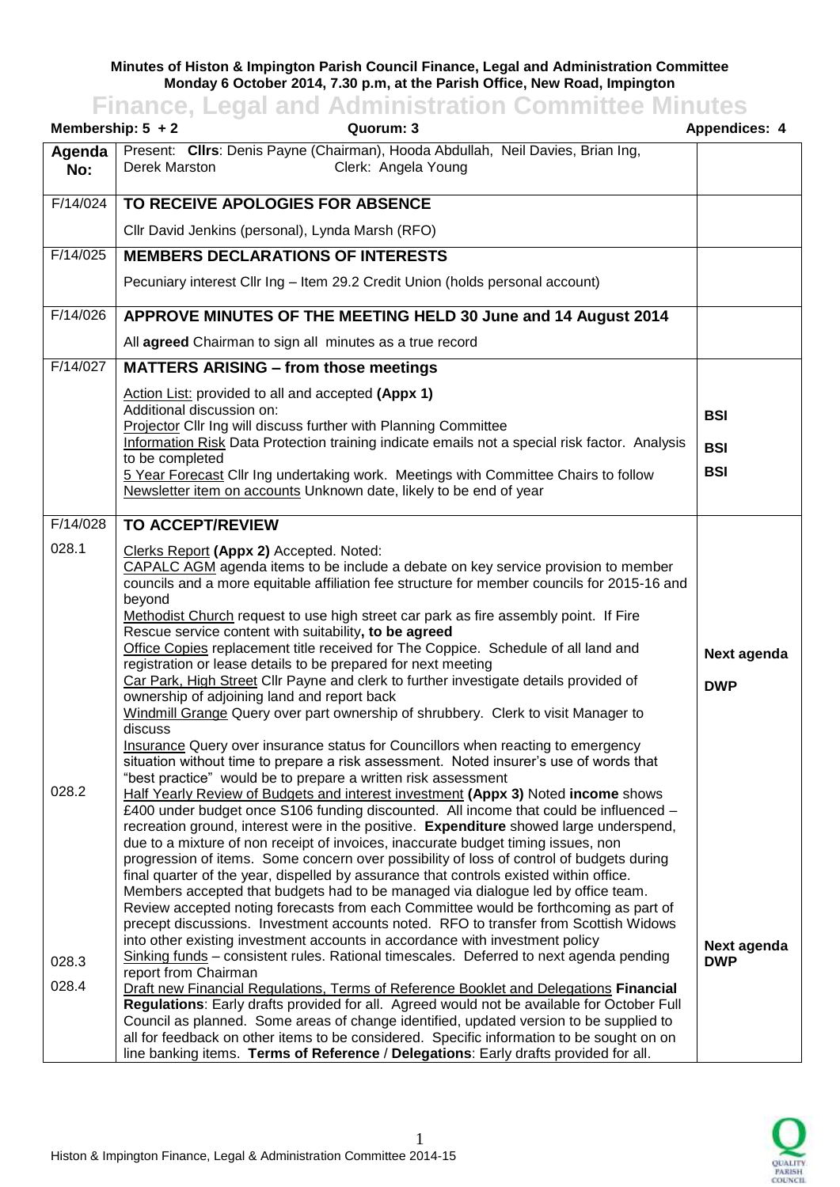**Minutes of Histon & Impington Parish Council Finance, Legal and Administration Committee**
**Monday 6 October 2014, 7.30 p.m, at the Parish Office, New Road, Impington**

# Finance, Legal and Administration Committee Minutes

**Membership: 5 + 2** **Quorum: 3** **Appendices: 4**

| Agenda No: | Present: **Cllrs**: Denis Payne (Chairman), Hooda Abdullah, Neil Davies, Brian Ing, Derek Marston Clerk: Angela Young | |
|---|---|---|
| F/14/024 | **TO RECEIVE APOLOGIES FOR ABSENCE**<br>Cllr David Jenkins (personal), Lynda Marsh (RFO) | |
| F/14/025 | **MEMBERS DECLARATIONS OF INTERESTS**<br>Pecuniary interest Cllr Ing – Item 29.2 Credit Union (holds personal account) | |
| F/14/026 | **APPROVE MINUTES OF THE MEETING HELD 30 June and 14 August 2014**<br>All **agreed** Chairman to sign all minutes as a true record | |
| F/14/027 | **MATTERS ARISING – from those meetings**<br>Action List: provided to all and accepted **(Appx 1)**<br>Additional discussion on:<br>Projector Cllr Ing will discuss further with Planning Committee<br>Information Risk Data Protection training indicate emails not a special risk factor. Analysis to be completed<br>5 Year Forecast Cllr Ing undertaking work. Meetings with Committee Chairs to follow<br>Newsletter item on accounts Unknown date, likely to be end of year | **BSI**<br>**BSI**<br>**BSI** |
| F/14/028 | **TO ACCEPT/REVIEW** | |
| 028.1 | Clerks Report **(Appx 2)** Accepted. Noted:<br>CAPALC AGM agenda items to be include a debate on key service provision to member councils and a more equitable affiliation fee structure for member councils for 2015-16 and beyond<br>Methodist Church request to use high street car park as fire assembly point. If Fire Rescue service content with suitability**, to be agreed**<br>Office Copies replacement title received for The Coppice. Schedule of all land and registration or lease details to be prepared for next meeting<br>Car Park, High Street Cllr Payne and clerk to further investigate details provided of ownership of adjoining land and report back<br>Windmill Grange Query over part ownership of shrubbery. Clerk to visit Manager to discuss<br>Insurance Query over insurance status for Councillors when reacting to emergency situation without time to prepare a risk assessment. Noted insurer's use of words that "best practice" would be to prepare a written risk assessment | **Next agenda**<br>**DWP** |
| 028.2 | Half Yearly Review of Budgets and interest investment **(Appx 3)** Noted **income** shows £400 under budget once S106 funding discounted. All income that could be influenced – recreation ground, interest were in the positive. **Expenditure** showed large underspend, due to a mixture of non receipt of invoices, inaccurate budget timing issues, non progression of items. Some concern over possibility of loss of control of budgets during final quarter of the year, dispelled by assurance that controls existed within office. Members accepted that budgets had to be managed via dialogue led by office team. Review accepted noting forecasts from each Committee would be forthcoming as part of precept discussions. Investment accounts noted. RFO to transfer from Scottish Widows into other existing investment accounts in accordance with investment policy | |
| 028.3 | Sinking funds – consistent rules. Rational timescales. Deferred to next agenda pending report from Chairman | **Next agenda**<br>**DWP** |
| 028.4 | Draft new Financial Regulations, Terms of Reference Booklet and Delegations **Financial Regulations**: Early drafts provided for all. Agreed would not be available for October Full Council as planned. Some areas of change identified, updated version to be supplied to all for feedback on other items to be considered. Specific information to be sought on on line banking items. **Terms of Reference** / **Delegations**: Early drafts provided for all. | |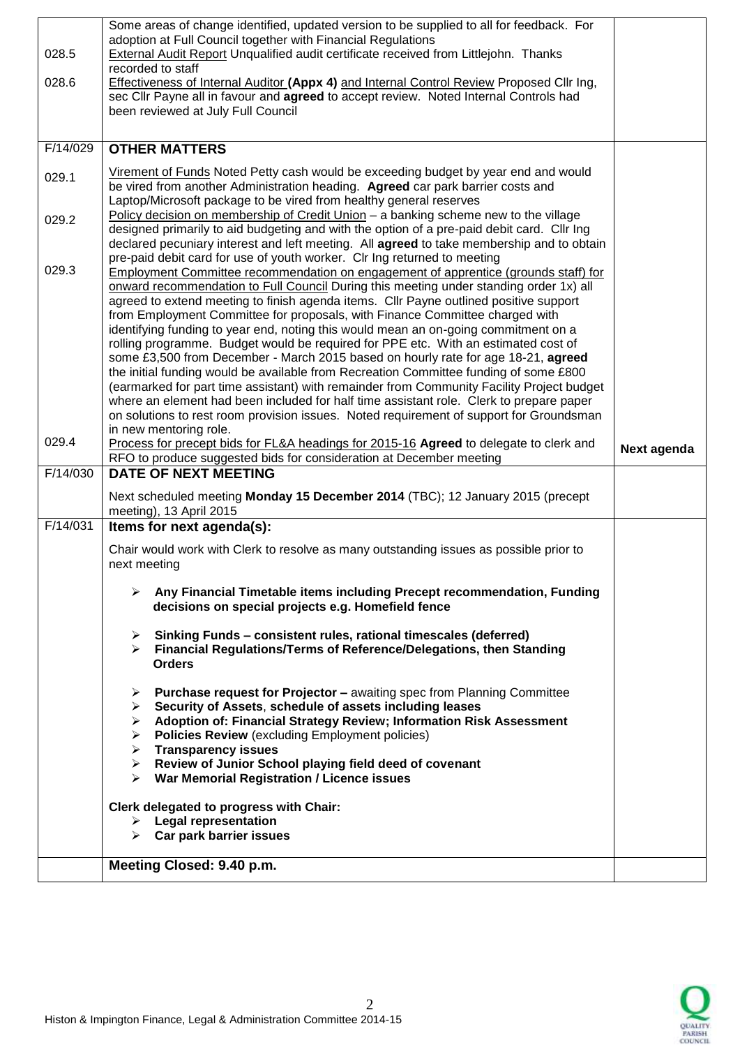| | | |
|---|---|---|
| | Some areas of change identified, updated version to be supplied to all for feedback. For adoption at Full Council together with Financial Regulations | |
| 028.5 | External Audit Report Unqualified audit certificate received from Littlejohn. Thanks recorded to staff | |
| 028.6 | Effectiveness of Internal Auditor **(Appx 4)** and Internal Control Review Proposed Cllr Ing, sec Cllr Payne all in favour and **agreed** to accept review. Noted Internal Controls had been reviewed at July Full Council | |
| F/14/029 | **OTHER MATTERS** | |
| 029.1 | Virement of Funds Noted Petty cash would be exceeding budget by year end and would be vired from another Administration heading. **Agreed** car park barrier costs and Laptop/Microsoft package to be vired from healthy general reserves | |
| 029.2 | Policy decision on membership of Credit Union – a banking scheme new to the village designed primarily to aid budgeting and with the option of a pre-paid debit card. Cllr Ing declared pecuniary interest and left meeting. All **agreed** to take membership and to obtain pre-paid debit card for use of youth worker. Clr Ing returned to meeting | |
| 029.3 | Employment Committee recommendation on engagement of apprentice (grounds staff) for onward recommendation to Full Council During this meeting under standing order 1x) all agreed to extend meeting to finish agenda items. Cllr Payne outlined positive support from Employment Committee for proposals, with Finance Committee charged with identifying funding to year end, noting this would mean an on-going commitment on a rolling programme. Budget would be required for PPE etc. With an estimated cost of some £3,500 from December - March 2015 based on hourly rate for age 18-21, **agreed** the initial funding would be available from Recreation Committee funding of some £800 (earmarked for part time assistant) with remainder from Community Facility Project budget where an element had been included for half time assistant role. Clerk to prepare paper on solutions to rest room provision issues. Noted requirement of support for Groundsman in new mentoring role. | |
| 029.4 | Process for precept bids for FL&A headings for 2015-16 **Agreed** to delegate to clerk and RFO to produce suggested bids for consideration at December meeting | **Next agenda** |
| F/14/030 | **DATE OF NEXT MEETING**<br><br>Next scheduled meeting **Monday 15 December 2014** (TBC); 12 January 2015 (precept meeting), 13 April 2015 | |
| F/14/031 | **Items for next agenda(s):**<br><br>Chair would work with Clerk to resolve as many outstanding issues as possible prior to next meeting<br><br>➢ **Any Financial Timetable items including Precept recommendation, Funding decisions on special projects e.g. Homefield fence**<br><br>➢ **Sinking Funds – consistent rules, rational timescales (deferred)**<br>➢ **Financial Regulations/Terms of Reference/Delegations, then Standing Orders**<br><br>➢ **Purchase request for Projector –** awaiting spec from Planning Committee<br>➢ **Security of Assets**, **schedule of assets including leases**<br>➢ **Adoption of: Financial Strategy Review; Information Risk Assessment**<br>➢ **Policies Review** (excluding Employment policies)<br>➢ **Transparency issues**<br>➢ **Review of Junior School playing field deed of covenant**<br>➢ **War Memorial Registration / Licence issues**<br><br>**Clerk delegated to progress with Chair:**<br>➢ **Legal representation**<br>➢ **Car park barrier issues** | |
| | **Meeting Closed: 9.40 p.m.** | |